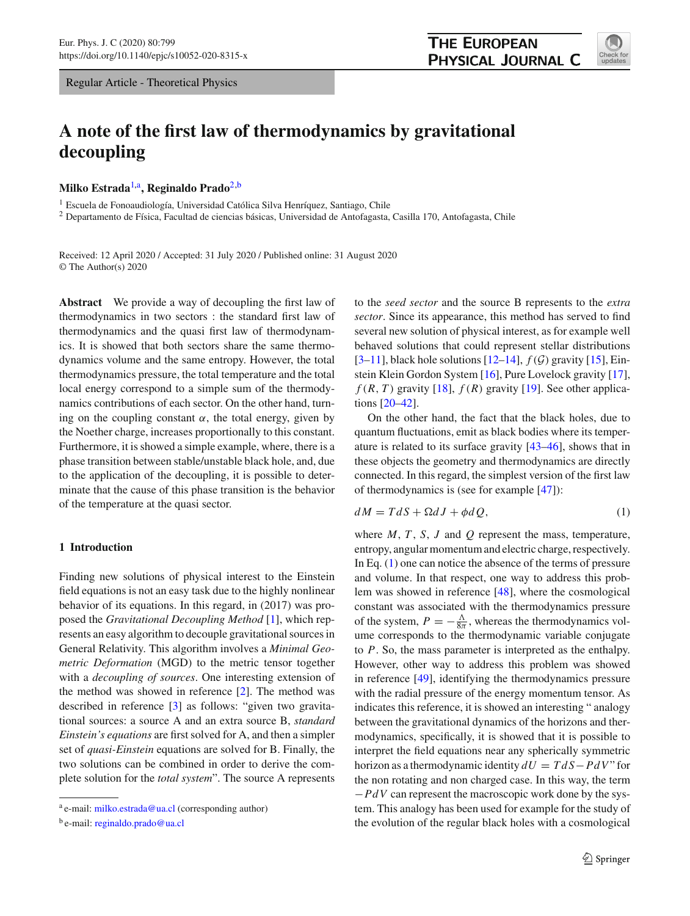Regular Article - Theoretical Physics

# A note of the first law of thermodynamics by gravitational decoupling

**Milko Estrada**[1,a], **Reginaldo Prado**[2,b]

[1] Escuela de Fonoaudiología, Universidad Católica Silva Henríquez, Santiago, Chile
[2] Departamento de Física, Facultad de ciencias básicas, Universidad de Antofagasta, Casilla 170, Antofagasta, Chile

Received: 12 April 2020 / Accepted: 31 July 2020 / Published online: 31 August 2020
© The Author(s) 2020

**Abstract** We provide a way of decoupling the first law of thermodynamics in two sectors : the standard first law of thermodynamics and the quasi first law of thermodynamics. It is showed that both sectors share the same thermodynamics volume and the same entropy. However, the total thermodynamics pressure, the total temperature and the total local energy correspond to a simple sum of the thermodynamics contributions of each sector. On the other hand, turning on the coupling constant $\alpha$, the total energy, given by the Noether charge, increases proportionally to this constant. Furthermore, it is showed a simple example, where, there is a phase transition between stable/unstable black hole, and, due to the application of the decoupling, it is possible to determinate that the cause of this phase transition is the behavior of the temperature at the quasi sector.

## 1 Introduction

Finding new solutions of physical interest to the Einstein field equations is not an easy task due to the highly nonlinear behavior of its equations. In this regard, in (2017) was proposed the *Gravitational Decoupling Method* [1], which represents an easy algorithm to decouple gravitational sources in General Relativity. This algorithm involves a *Minimal Geometric Deformation* (MGD) to the metric tensor together with a *decoupling of sources*. One interesting extension of the method was showed in reference [2]. The method was described in reference [3] as follows: "given two gravitational sources: a source A and an extra source B, *standard Einstein's equations* are first solved for A, and then a simpler set of *quasi-Einstein* equations are solved for B. Finally, the two solutions can be combined in order to derive the complete solution for the *total system*". The source A represents to the *seed sector* and the source B represents to the *extra sector*. Since its appearance, this method has served to find several new solution of physical interest, as for example well behaved solutions that could represent stellar distributions [3–11], black hole solutions [12–14], $f(\mathcal{G})$ gravity [15], Einstein Klein Gordon System [16], Pure Lovelock gravity [17], $f(R,T)$ gravity [18], $f(R)$ gravity [19]. See other applications [20–42].

On the other hand, the fact that the black holes, due to quantum fluctuations, emit as black bodies where its temperature is related to its surface gravity [43–46], shows that in these objects the geometry and thermodynamics are directly connected. In this regard, the simplest version of the first law of thermodynamics is (see for example [47]):

$$dM = TdS + \Omega dJ + \phi dQ, \tag{1}$$

where $M$, $T$, $S$, $J$ and $Q$ represent the mass, temperature, entropy, angular momentum and electric charge, respectively. In Eq. (1) one can notice the absence of the terms of pressure and volume. In that respect, one way to address this problem was showed in reference [48], where the cosmological constant was associated with the thermodynamics pressure of the system, $P = -\frac{\Lambda}{8\pi}$, whereas the thermodynamics volume corresponds to the thermodynamic variable conjugate to $P$. So, the mass parameter is interpreted as the enthalpy. However, other way to address this problem was showed in reference [49], identifying the thermodynamics pressure with the radial pressure of the energy momentum tensor. As indicates this reference, it is showed an interesting " analogy between the gravitational dynamics of the horizons and thermodynamics, specifically, it is showed that it is possible to interpret the field equations near any spherically symmetric horizon as a thermodynamic identity $dU = TdS - PdV$" for the non rotating and non charged case. In this way, the term $-PdV$ can represent the macroscopic work done by the system. This analogy has been used for example for the study of the evolution of the regular black holes with a cosmological

[a] e-mail: milko.estrada@ua.cl (corresponding author)
[b] e-mail: reginaldo.prado@ua.cl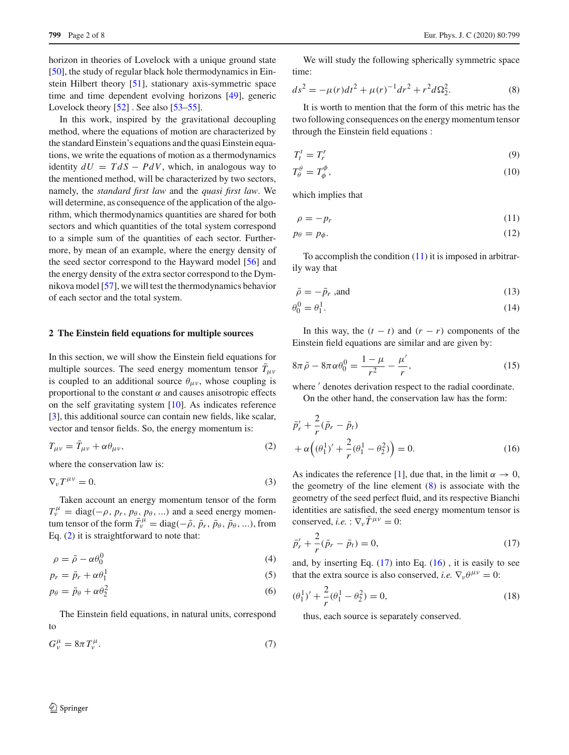horizon in theories of Lovelock with a unique ground state [50], the study of regular black hole thermodynamics in Einstein Hilbert theory [51], stationary axis-symmetric space time and time dependent evolving horizons [49], generic Lovelock theory [52] . See also [53–55].

In this work, inspired by the gravitational decoupling method, where the equations of motion are characterized by the standard Einstein's equations and the quasi Einstein equations, we write the equations of motion as a thermodynamics identity $dU = TdS - PdV$, which, in analogous way to the mentioned method, will be characterized by two sectors, namely, the *standard first law* and the *quasi first law*. We will determine, as consequence of the application of the algorithm, which thermodynamics quantities are shared for both sectors and which quantities of the total system correspond to a simple sum of the quantities of each sector. Furthermore, by mean of an example, where the energy density of the seed sector correspond to the Hayward model [56] and the energy density of the extra sector correspond to the Dymnikova model [57], we will test the thermodynamics behavior of each sector and the total system.

## 2 The Einstein field equations for multiple sources

In this section, we will show the Einstein field equations for multiple sources. The seed energy momentum tensor $\bar{T}_{\mu\nu}$ is coupled to an additional source $\theta_{\mu\nu}$, whose coupling is proportional to the constant $\alpha$ and causes anisotropic effects on the self gravitating system [10]. As indicates reference [3], this additional source can contain new fields, like scalar, vector and tensor fields. So, the energy momentum is:

$$T_{\mu\nu} = \bar{T}_{\mu\nu} + \alpha\theta_{\mu\nu}, \tag{2}$$

where the conservation law is:

$$\nabla_\nu T^{\mu\nu} = 0. \tag{3}$$

Taken account an energy momentum tensor of the form $T^\mu_\nu = \mathrm{diag}(-\rho, p_r, p_\theta, p_\theta, ...)$ and a seed energy momentum tensor of the form $\bar{T}^\mu_\nu = \mathrm{diag}(-\bar{\rho}, \bar{p}_r, \bar{p}_\theta, \bar{p}_\theta, ...)$, from Eq. (2) it is straightforward to note that:

$$\rho = \bar{\rho} - \alpha\theta^0_0 \tag{4}$$

$$p_r = \bar{p}_r + \alpha\theta^1_1 \tag{5}$$

$$p_\theta = \bar{p}_\theta + \alpha\theta^2_2 \tag{6}$$

The Einstein field equations, in natural units, correspond to

$$G^\mu_\nu = 8\pi T^\mu_\nu. \tag{7}$$

We will study the following spherically symmetric space time:

$$ds^2 = -\mu(r)dt^2 + \mu(r)^{-1}dr^2 + r^2 d\Omega^2_2. \tag{8}$$

It is worth to mention that the form of this metric has the two following consequences on the energy momentum tensor through the Einstein field equations :

$$T^t_t = T^r_r \tag{9}$$

$$T^\theta_\theta = T^\phi_\phi, \tag{10}$$

which implies that

$$\rho = -p_r \tag{11}$$

$$p_\theta = p_\phi. \tag{12}$$

To accomplish the condition (11) it is imposed in arbitrarily way that

$$\bar{\rho} = -\bar{p}_r \text{ ,and} \tag{13}$$

$$\theta^0_0 = \theta^1_1. \tag{14}$$

In this way, the $(t-t)$ and $(r-r)$ components of the Einstein field equations are similar and are given by:

$$8\pi\bar{\rho} - 8\pi\alpha\theta^0_0 = \frac{1-\mu}{r^2} - \frac{\mu'}{r}, \tag{15}$$

where $'$ denotes derivation respect to the radial coordinate.

On the other hand, the conservation law has the form:

$$\bar{p}'_r + \frac{2}{r}(\bar{p}_r - \bar{p}_t) + \alpha\Big((\theta^1_1)' + \frac{2}{r}(\theta^1_1 - \theta^2_2)\Big) = 0. \tag{16}$$

As indicates the reference [1], due that, in the limit $\alpha \to 0$, the geometry of the line element (8) is associate with the geometry of the seed perfect fluid, and its respective Bianchi identities are satisfied, the seed energy momentum tensor is conserved, *i.e.* : $\nabla_\nu \bar{T}^{\mu\nu} = 0$:

$$\bar{p}'_r + \frac{2}{r}(\bar{p}_r - \bar{p}_t) = 0, \tag{17}$$

and, by inserting Eq. (17) into Eq. (16) , it is easily to see that the extra source is also conserved, *i.e.* $\nabla_\nu \theta^{\mu\nu} = 0$:

$$(\theta^1_1)' + \frac{2}{r}(\theta^1_1 - \theta^2_2) = 0, \tag{18}$$

thus, each source is separately conserved.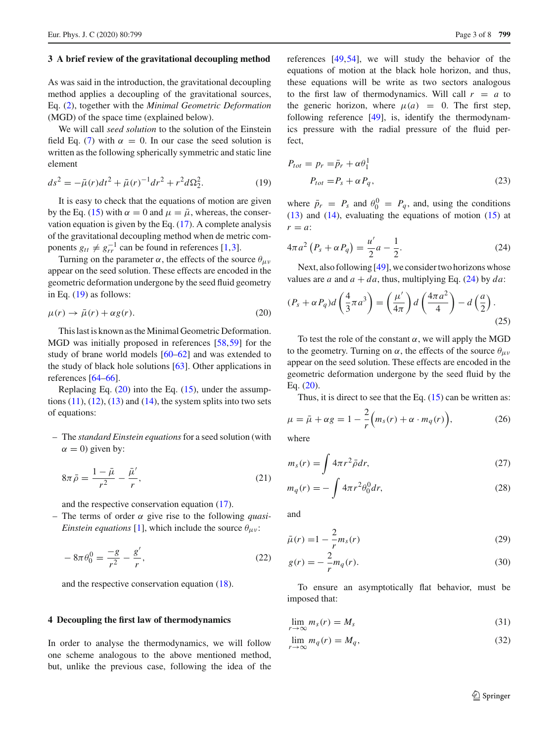## 3 A brief review of the gravitational decoupling method

As was said in the introduction, the gravitational decoupling method applies a decoupling of the gravitational sources, Eq. (2), together with the *Minimal Geometric Deformation* (MGD) of the space time (explained below).

We will call *seed solution* to the solution of the Einstein field Eq. (7) with $\alpha = 0$. In our case the seed solution is written as the following spherically symmetric and static line element

$$ds^2 = -\bar{\mu}(r)dt^2 + \bar{\mu}(r)^{-1}dr^2 + r^2 d\Omega_2^2. \tag{19}$$

It is easy to check that the equations of motion are given by the Eq. (15) with $\alpha = 0$ and $\mu = \bar{\mu}$, whereas, the conservation equation is given by the Eq. (17). A complete analysis of the gravitational decoupling method when de metric components $g_{tt} \neq g_{rr}^{-1}$ can be found in references [1,3].

Turning on the parameter $\alpha$, the effects of the source $\theta_{\mu\nu}$ appear on the seed solution. These effects are encoded in the geometric deformation undergone by the seed fluid geometry in Eq. (19) as follows:

$$\mu(r) \rightarrow \bar{\mu}(r) + \alpha g(r). \tag{20}$$

This last is known as the Minimal Geometric Deformation. MGD was initially proposed in references [58,59] for the study of brane world models [60–62] and was extended to the study of black hole solutions [63]. Other applications in references [64–66].

Replacing Eq. (20) into the Eq. (15), under the assumptions (11), (12), (13) and (14), the system splits into two sets of equations:

- The *standard Einstein equations* for a seed solution (with $\alpha = 0$) given by:

$$8\pi\bar{\rho} = \frac{1-\bar{\mu}}{r^2} - \frac{\bar{\mu}'}{r}, \tag{21}$$

  and the respective conservation equation (17).
- The terms of order $\alpha$ give rise to the following *quasi-Einstein equations* [1], which include the source $\theta_{\mu\nu}$:

$$-8\pi\theta_0^0 = \frac{-g}{r^2} - \frac{g'}{r}, \tag{22}$$

  and the respective conservation equation (18).

## 4 Decoupling the first law of thermodynamics

In order to analyse the thermodynamics, we will follow one scheme analogous to the above mentioned method, but, unlike the previous case, following the idea of the references [49,54], we will study the behavior of the equations of motion at the black hole horizon, and thus, these equations will be write as two sectors analogous to the first law of thermodynamics. Will call $r = a$ to the generic horizon, where $\mu(a) = 0$. The first step, following reference [49], is, identify the thermodynamics pressure with the radial pressure of the fluid perfect,

$$\begin{aligned} P_{tot} = p_r =& \bar{p}_r + \alpha\theta_1^1 \\ P_{tot} =& P_s + \alpha P_q, \end{aligned} \tag{23}$$

where $\bar{p}_r = P_s$ and $\theta_0^0 = P_q$, and, using the conditions (13) and (14), evaluating the equations of motion (15) at $r = a$:

$$4\pi a^2 \left(P_s + \alpha P_q\right) = \frac{u'}{2}a - \frac{1}{2}. \tag{24}$$

Next, also following [49], we consider two horizons whose values are $a$ and $a + da$, thus, multiplying Eq. (24) by $da$:

$$(P_s + \alpha P_q) d\left(\frac{4}{3}\pi a^3\right) = \left(\frac{\mu'}{4\pi}\right) d\left(\frac{4\pi a^2}{4}\right) - d\left(\frac{a}{2}\right). \tag{25}$$

To test the role of the constant $\alpha$, we will apply the MGD to the geometry. Turning on $\alpha$, the effects of the source $\theta_{\mu\nu}$ appear on the seed solution. These effects are encoded in the geometric deformation undergone by the seed fluid by the Eq. (20).

Thus, it is direct to see that the Eq. (15) can be written as:

$$\mu = \bar{\mu} + \alpha g = 1 - \frac{2}{r}\Big(m_s(r) + \alpha \cdot m_q(r)\Big), \tag{26}$$

where

$$m_s(r) = \int 4\pi r^2 \bar{\rho} dr, \tag{27}$$

$$m_q(r) = -\int 4\pi r^2 \theta_0^0 dr, \tag{28}$$

and

$$\bar{\mu}(r) = 1 - \frac{2}{r}m_s(r) \tag{29}$$

$$g(r) = -\frac{2}{r}m_q(r). \tag{30}$$

To ensure an asymptotically flat behavior, must be imposed that:

$$\lim_{r\rightarrow\infty} m_s(r) = M_s \tag{31}$$

$$\lim_{r\rightarrow\infty} m_q(r) = M_q, \tag{32}$$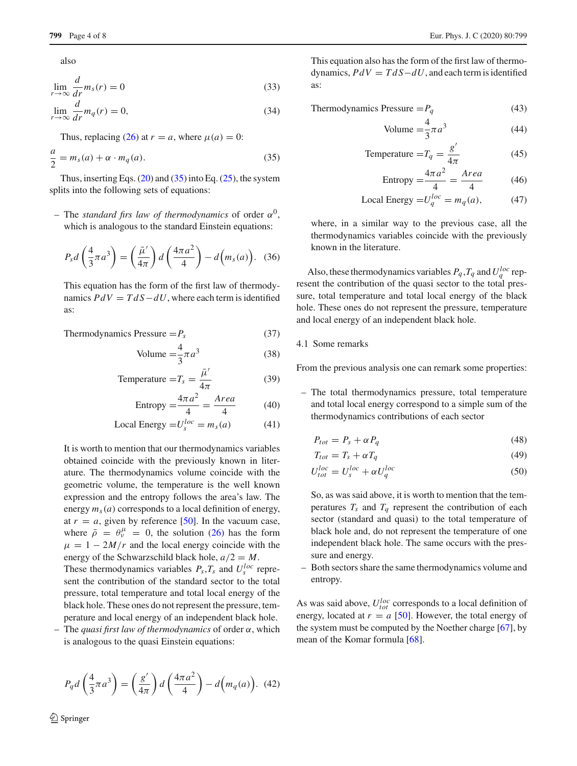also

$$\lim_{r\to\infty} \frac{d}{dr} m_s(r) = 0 \tag{33}$$

$$\lim_{r\to\infty} \frac{d}{dr} m_q(r) = 0, \tag{34}$$

Thus, replacing (26) at $r = a$, where $\mu(a) = 0$:

$$\frac{a}{2} = m_s(a) + \alpha \cdot m_q(a). \tag{35}$$

Thus, inserting Eqs. (20) and (35) into Eq. (25), the system splits into the following sets of equations:

– The *standard firs law of thermodynamics* of order $\alpha^0$, which is analogous to the standard Einstein equations:

$$P_s d\left(\frac{4}{3}\pi a^3\right) = \left(\frac{\bar{\mu}'}{4\pi}\right) d\left(\frac{4\pi a^2}{4}\right) - d\Big(m_s(a)\Big). \tag{36}$$

This equation has the form of the first law of thermodynamics $PdV = TdS - dU$, where each term is identified as:

$$\text{Thermodynamics Pressure} = P_s \tag{37}$$

$$\text{Volume} = \frac{4}{3}\pi a^3 \tag{38}$$

$$\text{Temperature} = T_s = \frac{\bar{\mu}'}{4\pi} \tag{39}$$

$$\text{Entropy} = \frac{4\pi a^2}{4} = \frac{Area}{4} \tag{40}$$

$$\text{Local Energy} = U_s^{loc} = m_s(a) \tag{41}$$

It is worth to mention that our thermodynamics variables obtained coincide with the previously known in literature. The thermodynamics volume coincide with the geometric volume, the temperature is the well known expression and the entropy follows the area's law. The energy $m_s(a)$ corresponds to a local definition of energy, at $r = a$, given by reference [50]. In the vacuum case, where $\bar{\rho} = \theta_\nu^\mu = 0$, the solution (26) has the form $\mu = 1 - 2M/r$ and the local energy coincide with the energy of the Schwarzschild black hole, $a/2 = M$.

These thermodynamics variables $P_s$,$T_s$ and $U_s^{loc}$ represent the contribution of the standard sector to the total pressure, total temperature and total local energy of the black hole. These ones do not represent the pressure, temperature and local energy of an independent black hole.

– The *quasi first law of thermodynamics* of order $\alpha$, which is analogous to the quasi Einstein equations:

$$P_q d\left(\frac{4}{3}\pi a^3\right) = \left(\frac{g'}{4\pi}\right) d\left(\frac{4\pi a^2}{4}\right) - d\Big(m_q(a)\Big). \tag{42}$$

This equation also has the form of the first law of thermodynamics, $PdV = TdS - dU$, and each term is identified as:

$$\text{Thermodynamics Pressure} = P_q \tag{43}$$

$$\text{Volume} = \frac{4}{3}\pi a^3 \tag{44}$$

$$\text{Temperature} = T_q = \frac{g'}{4\pi} \tag{45}$$

$$\text{Entropy} = \frac{4\pi a^2}{4} = \frac{Area}{4} \tag{46}$$

$$\text{Local Energy} = U_q^{loc} = m_q(a), \tag{47}$$

where, in a similar way to the previous case, all the thermodynamics variables coincide with the previously known in the literature.

Also, these thermodynamics variables $P_q$,$T_q$ and $U_q^{loc}$ represent the contribution of the quasi sector to the total pressure, total temperature and total local energy of the black hole. These ones do not represent the pressure, temperature and local energy of an independent black hole.

### 4.1 Some remarks

From the previous analysis one can remark some properties:

– The total thermodynamics pressure, total temperature and total local energy correspond to a simple sum of the thermodynamics contributions of each sector

$$P_{tot} = P_s + \alpha P_q \tag{48}$$

$$T_{tot} = T_s + \alpha T_q \tag{49}$$

$$U_{tot}^{loc} = U_s^{loc} + \alpha U_q^{loc} \tag{50}$$

So, as was said above, it is worth to mention that the temperatures $T_s$ and $T_q$ represent the contribution of each sector (standard and quasi) to the total temperature of black hole and, do not represent the temperature of one independent black hole. The same occurs with the pressure and energy.

– Both sectors share the same thermodynamics volume and entropy.

As was said above, $U_{tot}^{loc}$ corresponds to a local definition of energy, located at $r = a$ [50]. However, the total energy of the system must be computed by the Noether charge [67], by mean of the Komar formula [68].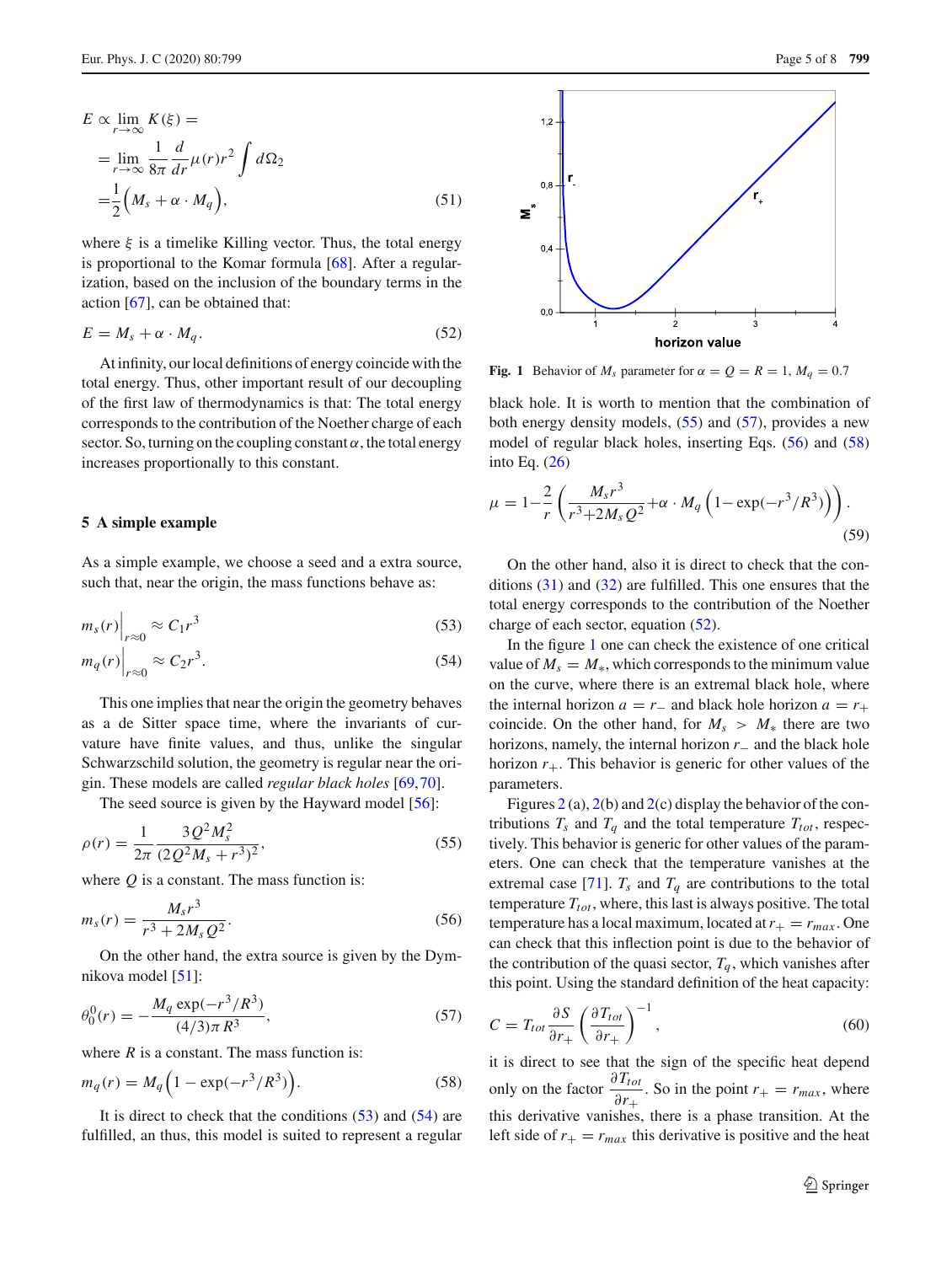$$E \propto \lim_{r\to\infty} K(\xi) =$$
$$= \lim_{r\to\infty} \frac{1}{8\pi}\frac{d}{dr}\mu(r)r^2 \int d\Omega_2$$
$$= \frac{1}{2}\Big(M_s + \alpha \cdot M_q\Big), \tag{51}$$

where $\xi$ is a timelike Killing vector. Thus, the total energy is proportional to the Komar formula [68]. After a regularization, based on the inclusion of the boundary terms in the action [67], can be obtained that:

$$E = M_s + \alpha \cdot M_q. \tag{52}$$

At infinity, our local definitions of energy coincide with the total energy. Thus, other important result of our decoupling of the first law of thermodynamics is that: The total energy corresponds to the contribution of the Noether charge of each sector. So, turning on the coupling constant $\alpha$, the total energy increases proportionally to this constant.

## 5 A simple example

As a simple example, we choose a seed and a extra source, such that, near the origin, the mass functions behave as:

$$m_s(r)\Big|_{r\approx 0} \approx C_1 r^3 \tag{53}$$

$$m_q(r)\Big|_{r\approx 0} \approx C_2 r^3. \tag{54}$$

This one implies that near the origin the geometry behaves as a de Sitter space time, where the invariants of curvature have finite values, and thus, unlike the singular Schwarzschild solution, the geometry is regular near the origin. These models are called *regular black holes* [69,70].

The seed source is given by the Hayward model [56]:

$$\rho(r) = \frac{1}{2\pi}\frac{3Q^2M_s^2}{(2Q^2M_s + r^3)^2}, \tag{55}$$

where $Q$ is a constant. The mass function is:

$$m_s(r) = \frac{M_s r^3}{r^3 + 2M_s Q^2}. \tag{56}$$

On the other hand, the extra source is given by the Dymnikova model [51]:

$$\theta_0^0(r) = -\frac{M_q \exp(-r^3/R^3)}{(4/3)\pi R^3}, \tag{57}$$

where $R$ is a constant. The mass function is:

$$m_q(r) = M_q\Big(1 - \exp(-r^3/R^3)\Big). \tag{58}$$

It is direct to check that the conditions (53) and (54) are fulfilled, an thus, this model is suited to represent a regular black hole. It is worth to mention that the combination of both energy density models, (55) and (57), provides a new model of regular black holes, inserting Eqs. (56) and (58) into Eq. (26)

$$\mu = 1 - \frac{2}{r}\left(\frac{M_s r^3}{r^3 + 2M_s Q^2} + \alpha \cdot M_q\left(1 - \exp(-r^3/R^3)\right)\right). \tag{59}$$

Fig. 1 Behavior of $M_s$ parameter for $\alpha = Q = R = 1$, $M_q = 0.7$

On the other hand, also it is direct to check that the conditions (31) and (32) are fulfilled. This one ensures that the total energy corresponds to the contribution of the Noether charge of each sector, equation (52).

In the figure 1 one can check the existence of one critical value of $M_s = M_*$, which corresponds to the minimum value on the curve, where there is an extremal black hole, where the internal horizon $a = r_-$ and black hole horizon $a = r_+$ coincide. On the other hand, for $M_s > M_*$ there are two horizons, namely, the internal horizon $r_-$ and the black hole horizon $r_+$. This behavior is generic for other values of the parameters.

Figures 2(a), 2(b) and 2(c) display the behavior of the contributions $T_s$ and $T_q$ and the total temperature $T_{tot}$, respectively. This behavior is generic for other values of the parameters. One can check that the temperature vanishes at the extremal case [71]. $T_s$ and $T_q$ are contributions to the total temperature $T_{tot}$, where, this last is always positive. The total temperature has a local maximum, located at $r_+ = r_{max}$. One can check that this inflection point is due to the behavior of the contribution of the quasi sector, $T_q$, which vanishes after this point. Using the standard definition of the heat capacity:

$$C = T_{tot}\frac{\partial S}{\partial r_+}\left(\frac{\partial T_{tot}}{\partial r_+}\right)^{-1}, \tag{60}$$

it is direct to see that the sign of the specific heat depend only on the factor $\dfrac{\partial T_{tot}}{\partial r_+}$. So in the point $r_+ = r_{max}$, where this derivative vanishes, there is a phase transition. At the left side of $r_+ = r_{max}$ this derivative is positive and the heat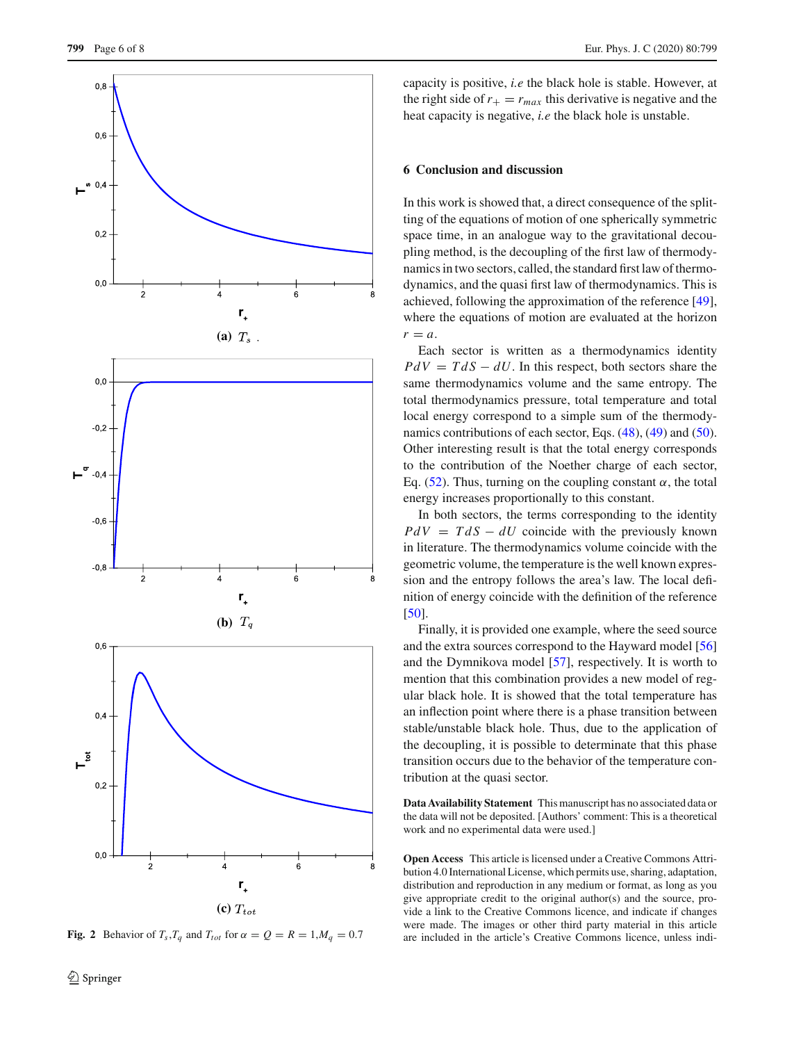(a) $T_s$ .

(b) $T_q$

(c) $T_{tot}$

**Fig. 2** Behavior of $T_s$,$T_q$ and $T_{tot}$ for $\alpha = Q = R = 1$,$M_q = 0.7$

capacity is positive, *i.e* the black hole is stable. However, at the right side of $r_+ = r_{max}$ this derivative is negative and the heat capacity is negative, *i.e* the black hole is unstable.

## 6 Conclusion and discussion

In this work is showed that, a direct consequence of the splitting of the equations of motion of one spherically symmetric space time, in an analogue way to the gravitational decoupling method, is the decoupling of the first law of thermodynamics in two sectors, called, the standard first law of thermodynamics, and the quasi first law of thermodynamics. This is achieved, following the approximation of the reference [49], where the equations of motion are evaluated at the horizon $r = a$.

Each sector is written as a thermodynamics identity $PdV = TdS - dU$. In this respect, both sectors share the same thermodynamics volume and the same entropy. The total thermodynamics pressure, total temperature and total local energy correspond to a simple sum of the thermodynamics contributions of each sector, Eqs. (48), (49) and (50). Other interesting result is that the total energy corresponds to the contribution of the Noether charge of each sector, Eq. (52). Thus, turning on the coupling constant $\alpha$, the total energy increases proportionally to this constant.

In both sectors, the terms corresponding to the identity $PdV = TdS - dU$ coincide with the previously known in literature. The thermodynamics volume coincide with the geometric volume, the temperature is the well known expression and the entropy follows the area's law. The local definition of energy coincide with the definition of the reference [50].

Finally, it is provided one example, where the seed source and the extra sources correspond to the Hayward model [56] and the Dymnikova model [57], respectively. It is worth to mention that this combination provides a new model of regular black hole. It is showed that the total temperature has an inflection point where there is a phase transition between stable/unstable black hole. Thus, due to the application of the decoupling, it is possible to determinate that this phase transition occurs due to the behavior of the temperature contribution at the quasi sector.

**Data Availability Statement** This manuscript has no associated data or the data will not be deposited. [Authors' comment: This is a theoretical work and no experimental data were used.]

**Open Access** This article is licensed under a Creative Commons Attribution 4.0 International License, which permits use, sharing, adaptation, distribution and reproduction in any medium or format, as long as you give appropriate credit to the original author(s) and the source, provide a link to the Creative Commons licence, and indicate if changes were made. The images or other third party material in this article are included in the article's Creative Commons licence, unless indi-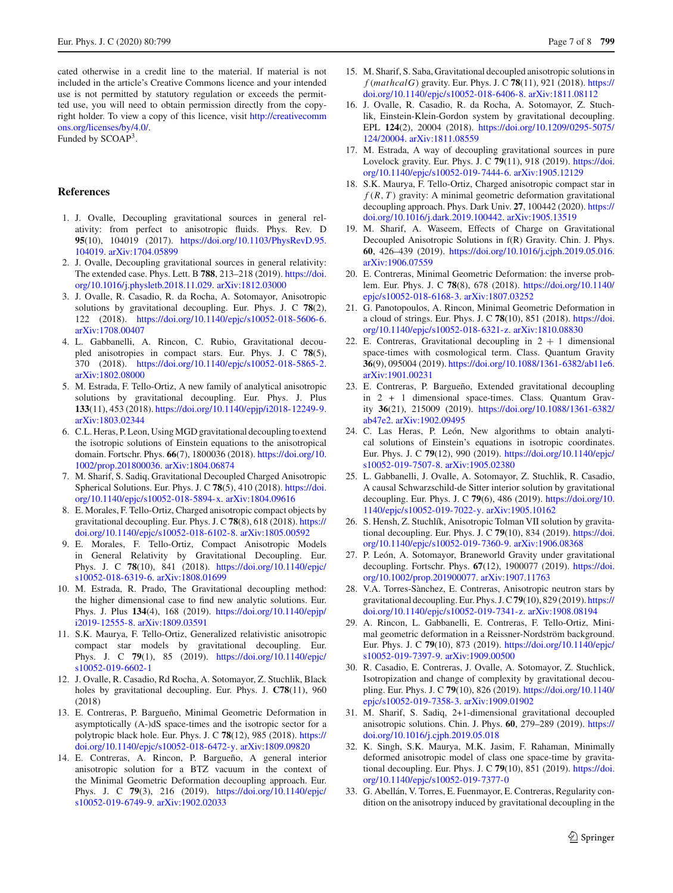cated otherwise in a credit line to the material. If material is not included in the article's Creative Commons licence and your intended use is not permitted by statutory regulation or exceeds the permitted use, you will need to obtain permission directly from the copyright holder. To view a copy of this licence, visit http://creativecommons.org/licenses/by/4.0/.

Funded by SCOAP[3].

## References

1. J. Ovalle, Decoupling gravitational sources in general relativity: from perfect to anisotropic fluids. Phys. Rev. D **95**(10), 104019 (2017). https://doi.org/10.1103/PhysRevD.95.104019. arXiv:1704.05899
2. J. Ovalle, Decoupling gravitational sources in general relativity: The extended case. Phys. Lett. B **788**, 213–218 (2019). https://doi.org/10.1016/j.physletb.2018.11.029. arXiv:1812.03000
3. J. Ovalle, R. Casadio, R. da Rocha, A. Sotomayor, Anisotropic solutions by gravitational decoupling. Eur. Phys. J. C **78**(2), 122 (2018). https://doi.org/10.1140/epjc/s10052-018-5606-6. arXiv:1708.00407
4. L. Gabbanelli, A. Rincon, C. Rubio, Gravitational decoupled anisotropies in compact stars. Eur. Phys. J. C **78**(5), 370 (2018). https://doi.org/10.1140/epjc/s10052-018-5865-2. arXiv:1802.08000
5. M. Estrada, F. Tello-Ortiz, A new family of analytical anisotropic solutions by gravitational decoupling. Eur. Phys. J. Plus **133**(11), 453 (2018). https://doi.org/10.1140/epjp/i2018-12249-9. arXiv:1803.02344
6. C.L. Heras, P. Leon, Using MGD gravitational decoupling to extend the isotropic solutions of Einstein equations to the anisotropical domain. Fortschr. Phys. **66**(7), 1800036 (2018). https://doi.org/10.1002/prop.201800036. arXiv:1804.06874
7. M. Sharif, S. Sadiq, Gravitational Decoupled Charged Anisotropic Spherical Solutions. Eur. Phys. J. C **78**(5), 410 (2018). https://doi.org/10.1140/epjc/s10052-018-5894-x. arXiv:1804.09616
8. E. Morales, F. Tello-Ortiz, Charged anisotropic compact objects by gravitational decoupling. Eur. Phys. J. C **78**(8), 618 (2018). https://doi.org/10.1140/epjc/s10052-018-6102-8. arXiv:1805.00592
9. E. Morales, F. Tello-Ortiz, Compact Anisotropic Models in General Relativity by Gravitational Decoupling. Eur. Phys. J. C **78**(10), 841 (2018). https://doi.org/10.1140/epjc/s10052-018-6319-6. arXiv:1808.01699
10. M. Estrada, R. Prado, The Gravitational decoupling method: the higher dimensional case to find new analytic solutions. Eur. Phys. J. Plus **134**(4), 168 (2019). https://doi.org/10.1140/epjp/i2019-12555-8. arXiv:1809.03591
11. S.K. Maurya, F. Tello-Ortiz, Generalized relativistic anisotropic compact star models by gravitational decoupling. Eur. Phys. J. C **79**(1), 85 (2019). https://doi.org/10.1140/epjc/s10052-019-6602-1
12. J. Ovalle, R. Casadio, Rd Rocha, A. Sotomayor, Z. Stuchlik, Black holes by gravitational decoupling. Eur. Phys. J. **C78**(11), 960 (2018)
13. E. Contreras, P. Bargueño, Minimal Geometric Deformation in asymptotically (A-)dS space-times and the isotropic sector for a polytropic black hole. Eur. Phys. J. C **78**(12), 985 (2018). https://doi.org/10.1140/epjc/s10052-018-6472-y. arXiv:1809.09820
14. E. Contreras, A. Rincon, P. Bargueño, A general interior anisotropic solution for a BTZ vacuum in the context of the Minimal Geometric Deformation decoupling approach. Eur. Phys. J. C **79**(3), 216 (2019). https://doi.org/10.1140/epjc/s10052-019-6749-9. arXiv:1902.02033
15. M. Sharif, S. Saba, Gravitational decoupled anisotropic solutions in $f(mathcalG)$ gravity. Eur. Phys. J. C **78**(11), 921 (2018). https://doi.org/10.1140/epjc/s10052-018-6406-8. arXiv:1811.08112
16. J. Ovalle, R. Casadio, R. da Rocha, A. Sotomayor, Z. Stuchlik, Einstein-Klein-Gordon system by gravitational decoupling. EPL **124**(2), 20004 (2018). https://doi.org/10.1209/0295-5075/124/20004. arXiv:1811.08559
17. M. Estrada, A way of decoupling gravitational sources in pure Lovelock gravity. Eur. Phys. J. C **79**(11), 918 (2019). https://doi.org/10.1140/epjc/s10052-019-7444-6. arXiv:1905.12129
18. S.K. Maurya, F. Tello-Ortiz, Charged anisotropic compact star in $f(R,T)$ gravity: A minimal geometric deformation gravitational decoupling approach. Phys. Dark Univ. **27**, 100442 (2020). https://doi.org/10.1016/j.dark.2019.100442. arXiv:1905.13519
19. M. Sharif, A. Waseem, Effects of Charge on Gravitational Decoupled Anisotropic Solutions in f(R) Gravity. Chin. J. Phys. **60**, 426–439 (2019). https://doi.org/10.1016/j.cjph.2019.05.016. arXiv:1906.07559
20. E. Contreras, Minimal Geometric Deformation: the inverse problem. Eur. Phys. J. C **78**(8), 678 (2018). https://doi.org/10.1140/epjc/s10052-018-6168-3. arXiv:1807.03252
21. G. Panotopoulos, A. Rincon, Minimal Geometric Deformation in a cloud of strings. Eur. Phys. J. C **78**(10), 851 (2018). https://doi.org/10.1140/epjc/s10052-018-6321-z. arXiv:1810.08830
22. E. Contreras, Gravitational decoupling in 2 + 1 dimensional space-times with cosmological term. Class. Quantum Gravity **36**(9), 095004 (2019). https://doi.org/10.1088/1361-6382/ab11e6. arXiv:1901.00231
23. E. Contreras, P. Bargueño, Extended gravitational decoupling in 2 + 1 dimensional space-times. Class. Quantum Gravity **36**(21), 215009 (2019). https://doi.org/10.1088/1361-6382/ab47e2. arXiv:1902.09495
24. C. Las Heras, P. León, New algorithms to obtain analytical solutions of Einstein's equations in isotropic coordinates. Eur. Phys. J. C **79**(12), 990 (2019). https://doi.org/10.1140/epjc/s10052-019-7507-8. arXiv:1905.02380
25. L. Gabbanelli, J. Ovalle, A. Sotomayor, Z. Stuchlik, R. Casadio, A causal Schwarzschild-de Sitter interior solution by gravitational decoupling. Eur. Phys. J. C **79**(6), 486 (2019). https://doi.org/10.1140/epjc/s10052-019-7022-y. arXiv:1905.10162
26. S. Hensh, Z. Stuchlík, Anisotropic Tolman VII solution by gravitational decoupling. Eur. Phys. J. C **79**(10), 834 (2019). https://doi.org/10.1140/epjc/s10052-019-7360-9. arXiv:1906.08368
27. P. León, A. Sotomayor, Braneworld Gravity under gravitational decoupling. Fortschr. Phys. **67**(12), 1900077 (2019). https://doi.org/10.1002/prop.201900077. arXiv:1907.11763
28. V.A. Torres-Sànchez, E. Contreras, Anisotropic neutron stars by gravitational decoupling. Eur. Phys. J. C **79**(10), 829 (2019). https://doi.org/10.1140/epjc/s10052-019-7341-z. arXiv:1908.08194
29. A. Rincon, L. Gabbanelli, E. Contreras, F. Tello-Ortiz, Minimal geometric deformation in a Reissner-Nordström background. Eur. Phys. J. C **79**(10), 873 (2019). https://doi.org/10.1140/epjc/s10052-019-7397-9. arXiv:1909.00500
30. R. Casadio, E. Contreras, J. Ovalle, A. Sotomayor, Z. Stuchlick, Isotropization and change of complexity by gravitational decoupling. Eur. Phys. J. C **79**(10), 826 (2019). https://doi.org/10.1140/epjc/s10052-019-7358-3. arXiv:1909.01902
31. M. Sharif, S. Sadiq, 2+1-dimensional gravitational decoupled anisotropic solutions. Chin. J. Phys. **60**, 279–289 (2019). https://doi.org/10.1016/j.cjph.2019.05.018
32. K. Singh, S.K. Maurya, M.K. Jasim, F. Rahaman, Minimally deformed anisotropic model of class one space-time by gravitational decoupling. Eur. Phys. J. C **79**(10), 851 (2019). https://doi.org/10.1140/epjc/s10052-019-7377-0
33. G. Abellán, V. Torres, E. Fuenmayor, E. Contreras, Regularity condition on the anisotropy induced by gravitational decoupling in the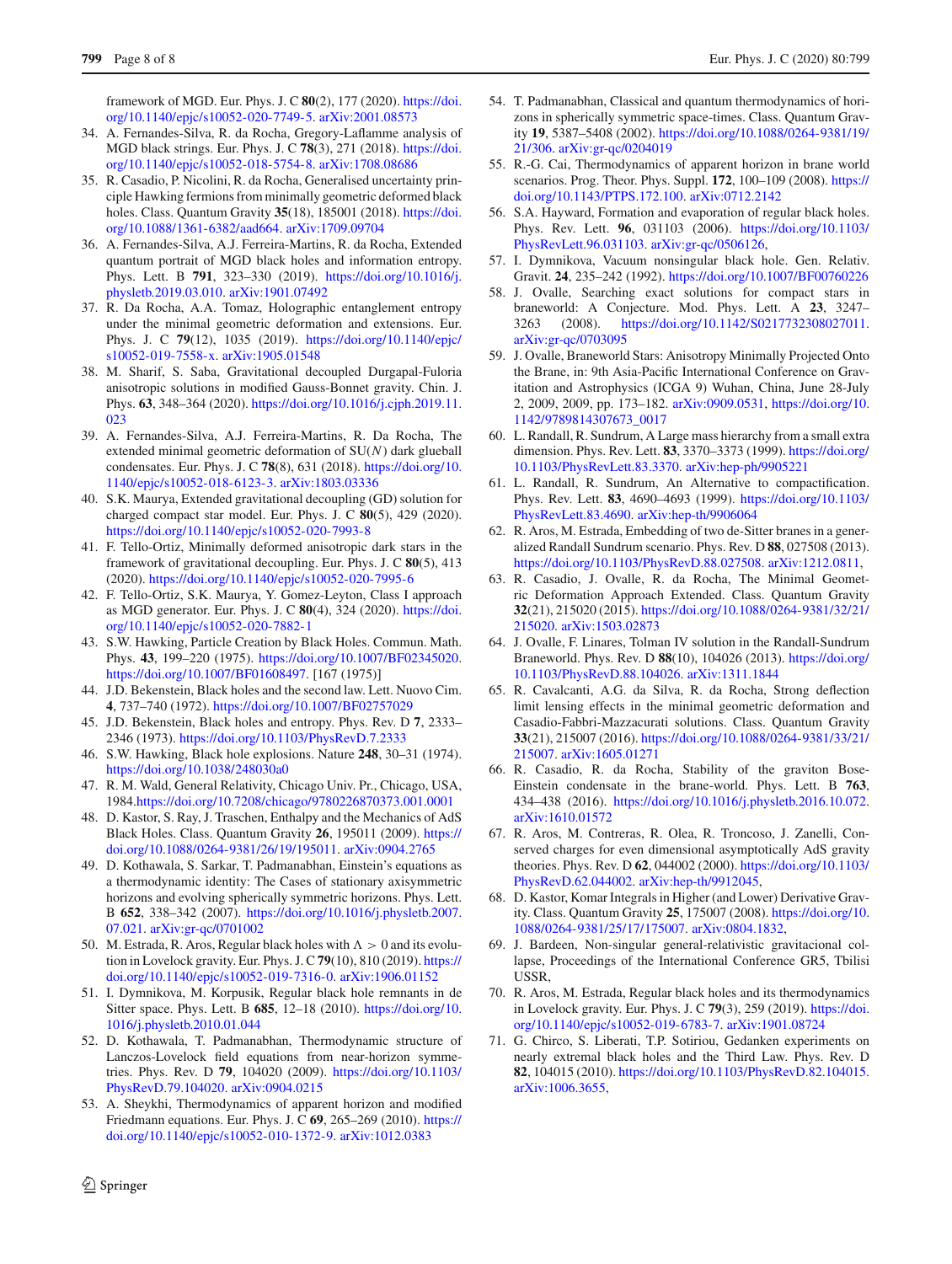framework of MGD. Eur. Phys. J. C **80**(2), 177 (2020). https://doi.org/10.1140/epjc/s10052-020-7749-5. arXiv:2001.08573

34. A. Fernandes-Silva, R. da Rocha, Gregory-Laflamme analysis of MGD black strings. Eur. Phys. J. C **78**(3), 271 (2018). https://doi.org/10.1140/epjc/s10052-018-5754-8. arXiv:1708.08686
35. R. Casadio, P. Nicolini, R. da Rocha, Generalised uncertainty principle Hawking fermions from minimally geometric deformed black holes. Class. Quantum Gravity **35**(18), 185001 (2018). https://doi.org/10.1088/1361-6382/aad664. arXiv:1709.09704
36. A. Fernandes-Silva, A.J. Ferreira-Martins, R. da Rocha, Extended quantum portrait of MGD black holes and information entropy. Phys. Lett. B **791**, 323–330 (2019). https://doi.org/10.1016/j.physletb.2019.03.010. arXiv:1901.07492
37. R. Da Rocha, A.A. Tomaz, Holographic entanglement entropy under the minimal geometric deformation and extensions. Eur. Phys. J. C **79**(12), 1035 (2019). https://doi.org/10.1140/epjc/s10052-019-7558-x. arXiv:1905.01548
38. M. Sharif, S. Saba, Gravitational decoupled Durgapal-Fuloria anisotropic solutions in modified Gauss-Bonnet gravity. Chin. J. Phys. **63**, 348–364 (2020). https://doi.org/10.1016/j.cjph.2019.11.023
39. A. Fernandes-Silva, A.J. Ferreira-Martins, R. Da Rocha, The extended minimal geometric deformation of SU($N$) dark glueball condensates. Eur. Phys. J. C **78**(8), 631 (2018). https://doi.org/10.1140/epjc/s10052-018-6123-3. arXiv:1803.03336
40. S.K. Maurya, Extended gravitational decoupling (GD) solution for charged compact star model. Eur. Phys. J. C **80**(5), 429 (2020). https://doi.org/10.1140/epjc/s10052-020-7993-8
41. F. Tello-Ortiz, Minimally deformed anisotropic dark stars in the framework of gravitational decoupling. Eur. Phys. J. C **80**(5), 413 (2020). https://doi.org/10.1140/epjc/s10052-020-7995-6
42. F. Tello-Ortiz, S.K. Maurya, Y. Gomez-Leyton, Class I approach as MGD generator. Eur. Phys. J. C **80**(4), 324 (2020). https://doi.org/10.1140/epjc/s10052-020-7882-1
43. S.W. Hawking, Particle Creation by Black Holes. Commun. Math. Phys. **43**, 199–220 (1975). https://doi.org/10.1007/BF02345020. https://doi.org/10.1007/BF01608497. [167 (1975)]
44. J.D. Bekenstein, Black holes and the second law. Lett. Nuovo Cim. **4**, 737–740 (1972). https://doi.org/10.1007/BF02757029
45. J.D. Bekenstein, Black holes and entropy. Phys. Rev. D **7**, 2333–2346 (1973). https://doi.org/10.1103/PhysRevD.7.2333
46. S.W. Hawking, Black hole explosions. Nature **248**, 30–31 (1974). https://doi.org/10.1038/248030a0
47. R. M. Wald, General Relativity, Chicago Univ. Pr., Chicago, USA, 1984.https://doi.org/10.7208/chicago/9780226870373.001.0001
48. D. Kastor, S. Ray, J. Traschen, Enthalpy and the Mechanics of AdS Black Holes. Class. Quantum Gravity **26**, 195011 (2009). https://doi.org/10.1088/0264-9381/26/19/195011. arXiv:0904.2765
49. D. Kothawala, S. Sarkar, T. Padmanabhan, Einstein's equations as a thermodynamic identity: The Cases of stationary axisymmetric horizons and evolving spherically symmetric horizons. Phys. Lett. B **652**, 338–342 (2007). https://doi.org/10.1016/j.physletb.2007.07.021. arXiv:gr-qc/0701002
50. M. Estrada, R. Aros, Regular black holes with $\Lambda > 0$ and its evolution in Lovelock gravity. Eur. Phys. J. C **79**(10), 810 (2019). https://doi.org/10.1140/epjc/s10052-019-7316-0. arXiv:1906.01152
51. I. Dymnikova, M. Korpusik, Regular black hole remnants in de Sitter space. Phys. Lett. B **685**, 12–18 (2010). https://doi.org/10.1016/j.physletb.2010.01.044
52. D. Kothawala, T. Padmanabhan, Thermodynamic structure of Lanczos-Lovelock field equations from near-horizon symmetries. Phys. Rev. D **79**, 104020 (2009). https://doi.org/10.1103/PhysRevD.79.104020. arXiv:0904.0215
53. A. Sheykhi, Thermodynamics of apparent horizon and modified Friedmann equations. Eur. Phys. J. C **69**, 265–269 (2010). https://doi.org/10.1140/epjc/s10052-010-1372-9. arXiv:1012.0383
54. T. Padmanabhan, Classical and quantum thermodynamics of horizons in spherically symmetric space-times. Class. Quantum Gravity **19**, 5387–5408 (2002). https://doi.org/10.1088/0264-9381/19/21/306. arXiv:gr-qc/0204019
55. R.-G. Cai, Thermodynamics of apparent horizon in brane world scenarios. Prog. Theor. Phys. Suppl. **172**, 100–109 (2008). https://doi.org/10.1143/PTPS.172.100. arXiv:0712.2142
56. S.A. Hayward, Formation and evaporation of regular black holes. Phys. Rev. Lett. **96**, 031103 (2006). https://doi.org/10.1103/PhysRevLett.96.031103. arXiv:gr-qc/0506126,
57. I. Dymnikova, Vacuum nonsingular black hole. Gen. Relativ. Gravit. **24**, 235–242 (1992). https://doi.org/10.1007/BF00760226
58. J. Ovalle, Searching exact solutions for compact stars in braneworld: A Conjecture. Mod. Phys. Lett. A **23**, 3247–3263 (2008). https://doi.org/10.1142/S0217732308027011. arXiv:gr-qc/0703095
59. J. Ovalle, Braneworld Stars: Anisotropy Minimally Projected Onto the Brane, in: 9th Asia-Pacific International Conference on Gravitation and Astrophysics (ICGA 9) Wuhan, China, June 28-July 2, 2009, 2009, pp. 173–182. arXiv:0909.0531, https://doi.org/10.1142/9789814307673_0017
60. L. Randall, R. Sundrum, A Large mass hierarchy from a small extra dimension. Phys. Rev. Lett. **83**, 3370–3373 (1999). https://doi.org/10.1103/PhysRevLett.83.3370. arXiv:hep-ph/9905221
61. L. Randall, R. Sundrum, An Alternative to compactification. Phys. Rev. Lett. **83**, 4690–4693 (1999). https://doi.org/10.1103/PhysRevLett.83.4690. arXiv:hep-th/9906064
62. R. Aros, M. Estrada, Embedding of two de-Sitter branes in a generalized Randall Sundrum scenario. Phys. Rev. D **88**, 027508 (2013). https://doi.org/10.1103/PhysRevD.88.027508. arXiv:1212.0811,
63. R. Casadio, J. Ovalle, R. da Rocha, The Minimal Geometric Deformation Approach Extended. Class. Quantum Gravity **32**(21), 215020 (2015). https://doi.org/10.1088/0264-9381/32/21/215020. arXiv:1503.02873
64. J. Ovalle, F. Linares, Tolman IV solution in the Randall-Sundrum Braneworld. Phys. Rev. D **88**(10), 104026 (2013). https://doi.org/10.1103/PhysRevD.88.104026. arXiv:1311.1844
65. R. Cavalcanti, A.G. da Silva, R. da Rocha, Strong deflection limit lensing effects in the minimal geometric deformation and Casadio-Fabbri-Mazzacurati solutions. Class. Quantum Gravity **33**(21), 215007 (2016). https://doi.org/10.1088/0264-9381/33/21/215007. arXiv:1605.01271
66. R. Casadio, R. da Rocha, Stability of the graviton Bose-Einstein condensate in the brane-world. Phys. Lett. B **763**, 434–438 (2016). https://doi.org/10.1016/j.physletb.2016.10.072. arXiv:1610.01572
67. R. Aros, M. Contreras, R. Olea, R. Troncoso, J. Zanelli, Conserved charges for even dimensional asymptotically AdS gravity theories. Phys. Rev. D **62**, 044002 (2000). https://doi.org/10.1103/PhysRevD.62.044002. arXiv:hep-th/9912045,
68. D. Kastor, Komar Integrals in Higher (and Lower) Derivative Gravity. Class. Quantum Gravity **25**, 175007 (2008). https://doi.org/10.1088/0264-9381/25/17/175007. arXiv:0804.1832,
69. J. Bardeen, Non-singular general-relativistic gravitacional collapse, Proceedings of the International Conference GR5, Tbilisi USSR,
70. R. Aros, M. Estrada, Regular black holes and its thermodynamics in Lovelock gravity. Eur. Phys. J. C **79**(3), 259 (2019). https://doi.org/10.1140/epjc/s10052-019-6783-7. arXiv:1901.08724
71. G. Chirco, S. Liberati, T.P. Sotiriou, Gedanken experiments on nearly extremal black holes and the Third Law. Phys. Rev. D **82**, 104015 (2010). https://doi.org/10.1103/PhysRevD.82.104015. arXiv:1006.3655,